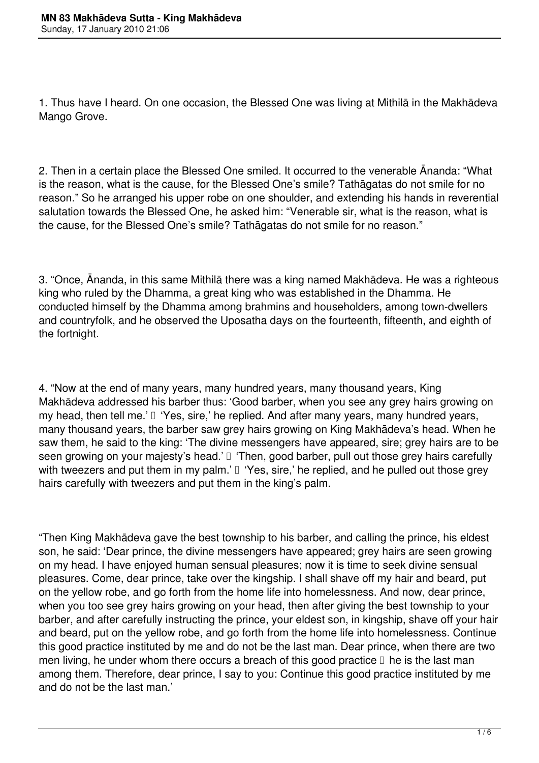1. Thus have I heard. On one occasion, the Blessed One was living at Mithilā in the Makhādeva Mango Grove.

2. Then in a certain place the Blessed One smiled. It occurred to the venerable Ānanda: "What is the reason, what is the cause, for the Blessed One's smile? Tathāgatas do not smile for no reason." So he arranged his upper robe on one shoulder, and extending his hands in reverential salutation towards the Blessed One, he asked him: "Venerable sir, what is the reason, what is the cause, for the Blessed One's smile? Tathāgatas do not smile for no reason."

3. "Once, Ānanda, in this same Mithilā there was a king named Makhādeva. He was a righteous king who ruled by the Dhamma, a great king who was established in the Dhamma. He conducted himself by the Dhamma among brahmins and householders, among town-dwellers and countryfolk, and he observed the Uposatha days on the fourteenth, fifteenth, and eighth of the fortnight.

4. "Now at the end of many years, many hundred years, many thousand years, King Makhādeva addressed his barber thus: 'Good barber, when you see any grey hairs growing on my head, then tell me.' — 'Yes, sire,' he replied. And after many years, many hundred years, many thousand years, the barber saw grey hairs growing on King Makhādeva's head. When he saw them, he said to the king: 'The divine messengers have appeared, sire; grey hairs are to be seen growing on your majesty's head.' — 'Then, good barber, pull out those grey hairs carefully with tweezers and put them in my palm.' — 'Yes, sire,' he replied, and he pulled out those grey hairs carefully with tweezers and put them in the king's palm.

"Then King Makhādeva gave the best township to his barber, and calling the prince, his eldest son, he said: 'Dear prince, the divine messengers have appeared; grey hairs are seen growing on my head. I have enjoyed human sensual pleasures; now it is time to seek divine sensual pleasures. Come, dear prince, take over the kingship. I shall shave off my hair and beard, put on the yellow robe, and go forth from the home life into homelessness. And now, dear prince, when you too see grey hairs growing on your head, then after giving the best township to your barber, and after carefully instructing the prince, your eldest son, in kingship, shave off your hair and beard, put on the yellow robe, and go forth from the home life into homelessness. Continue this good practice instituted by me and do not be the last man. Dear prince, when there are two men living, he under whom there occurs a breach of this good practice — he is the last man among them. Therefore, dear prince, I say to you: Continue this good practice instituted by me and do not be the last man.'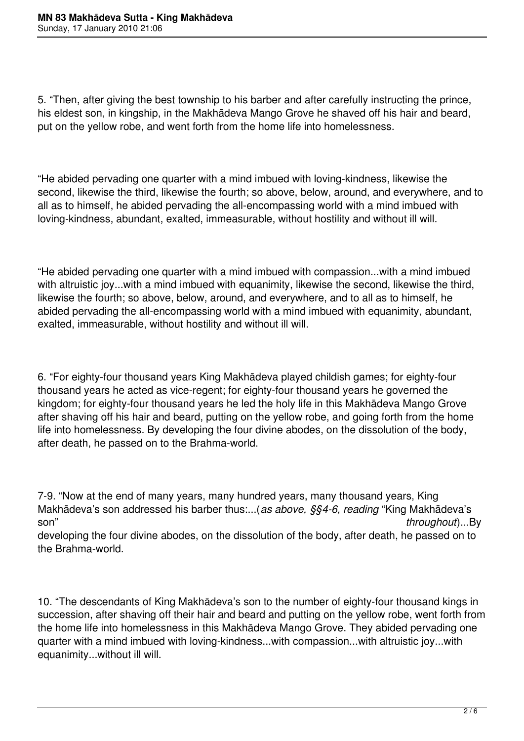5. “Then, after giving the best township to his barber and after carefully instructing the prince, his eldest son, in kingship, in the Makhādeva Mango Grove he shaved off his hair and beard, put on the yellow robe, and went forth from the home life into homelessness.

“He abided pervading one quarter with a mind imbued with loving-kindness, likewise the second, likewise the third, likewise the fourth; so above, below, around, and everywhere, and to all as to himself, he abided pervading the all-encompassing world with a mind imbued with loving-kindness, abundant, exalted, immeasurable, without hostility and without ill will.

“He abided pervading one quarter with a mind imbued with compassion...with a mind imbued with altruistic joy...with a mind imbued with equanimity, likewise the second, likewise the third, likewise the fourth; so above, below, around, and everywhere, and to all as to himself, he abided pervading the all-encompassing world with a mind imbued with equanimity, abundant, exalted, immeasurable, without hostility and without ill will.

6. “For eighty-four thousand years King Makhādeva played childish games; for eighty-four thousand years he acted as vice-regent; for eighty-four thousand years he governed the kingdom; for eighty-four thousand years he led the holy life in this Makhādeva Mango Grove after shaving off his hair and beard, putting on the yellow robe, and going forth from the home life into homelessness. By developing the four divine abodes, on the dissolution of the body, after death, he passed on to the Brahma-world.

7-9. “Now at the end of many years, many hundred years, many thousand years, King Makhādeva’s son addressed his barber thus:...(*as above, §§4-6, reading* “King Makhādeva’s son” *throughout*)...By developing the four divine abodes, on the dissolution of the body, after death, he passed on to the Brahma-world.

10. “The descendants of King Makhādeva’s son to the number of eighty-four thousand kings in succession, after shaving off their hair and beard and putting on the yellow robe, went forth from the home life into homelessness in this Makhādeva Mango Grove. They abided pervading one quarter with a mind imbued with loving-kindness...with compassion...with altruistic joy...with equanimity...without ill will.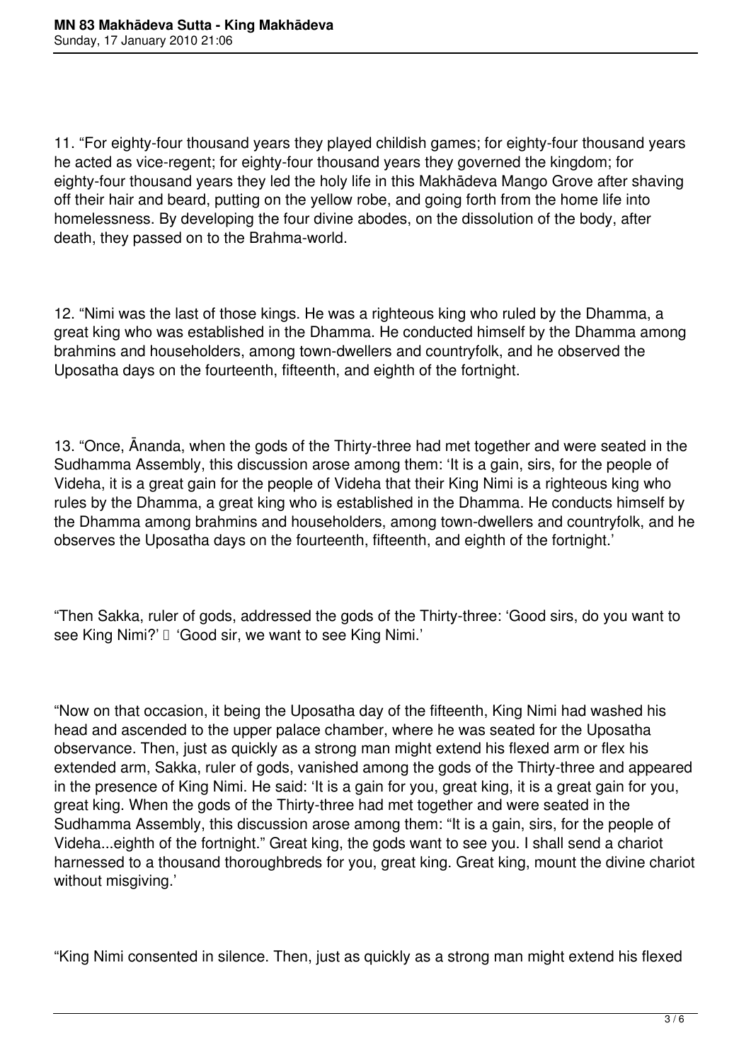11. "For eighty-four thousand years they played childish games; for eighty-four thousand years he acted as vice-regent; for eighty-four thousand years they governed the kingdom; for eighty-four thousand years they led the holy life in this Makhādeva Mango Grove after shaving off their hair and beard, putting on the yellow robe, and going forth from the home life into homelessness. By developing the four divine abodes, on the dissolution of the body, after death, they passed on to the Brahma-world.

12. "Nimi was the last of those kings. He was a righteous king who ruled by the Dhamma, a great king who was established in the Dhamma. He conducted himself by the Dhamma among brahmins and householders, among town-dwellers and countryfolk, and he observed the Uposatha days on the fourteenth, fifteenth, and eighth of the fortnight.

13. "Once, Ānanda, when the gods of the Thirty-three had met together and were seated in the Sudhamma Assembly, this discussion arose among them: 'It is a gain, sirs, for the people of Videha, it is a great gain for the people of Videha that their King Nimi is a righteous king who rules by the Dhamma, a great king who is established in the Dhamma. He conducts himself by the Dhamma among brahmins and householders, among town-dwellers and countryfolk, and he observes the Uposatha days on the fourteenth, fifteenth, and eighth of the fortnight.'

"Then Sakka, ruler of gods, addressed the gods of the Thirty-three: 'Good sirs, do you want to see King Nimi?' — 'Good sir, we want to see King Nimi.'

"Now on that occasion, it being the Uposatha day of the fifteenth, King Nimi had washed his head and ascended to the upper palace chamber, where he was seated for the Uposatha observance. Then, just as quickly as a strong man might extend his flexed arm or flex his extended arm, Sakka, ruler of gods, vanished among the gods of the Thirty-three and appeared in the presence of King Nimi. He said: 'It is a gain for you, great king, it is a great gain for you, great king. When the gods of the Thirty-three had met together and were seated in the Sudhamma Assembly, this discussion arose among them: "It is a gain, sirs, for the people of Videha...eighth of the fortnight." Great king, the gods want to see you. I shall send a chariot harnessed to a thousand thoroughbreds for you, great king. Great king, mount the divine chariot without misgiving.'

"King Nimi consented in silence. Then, just as quickly as a strong man might extend his flexed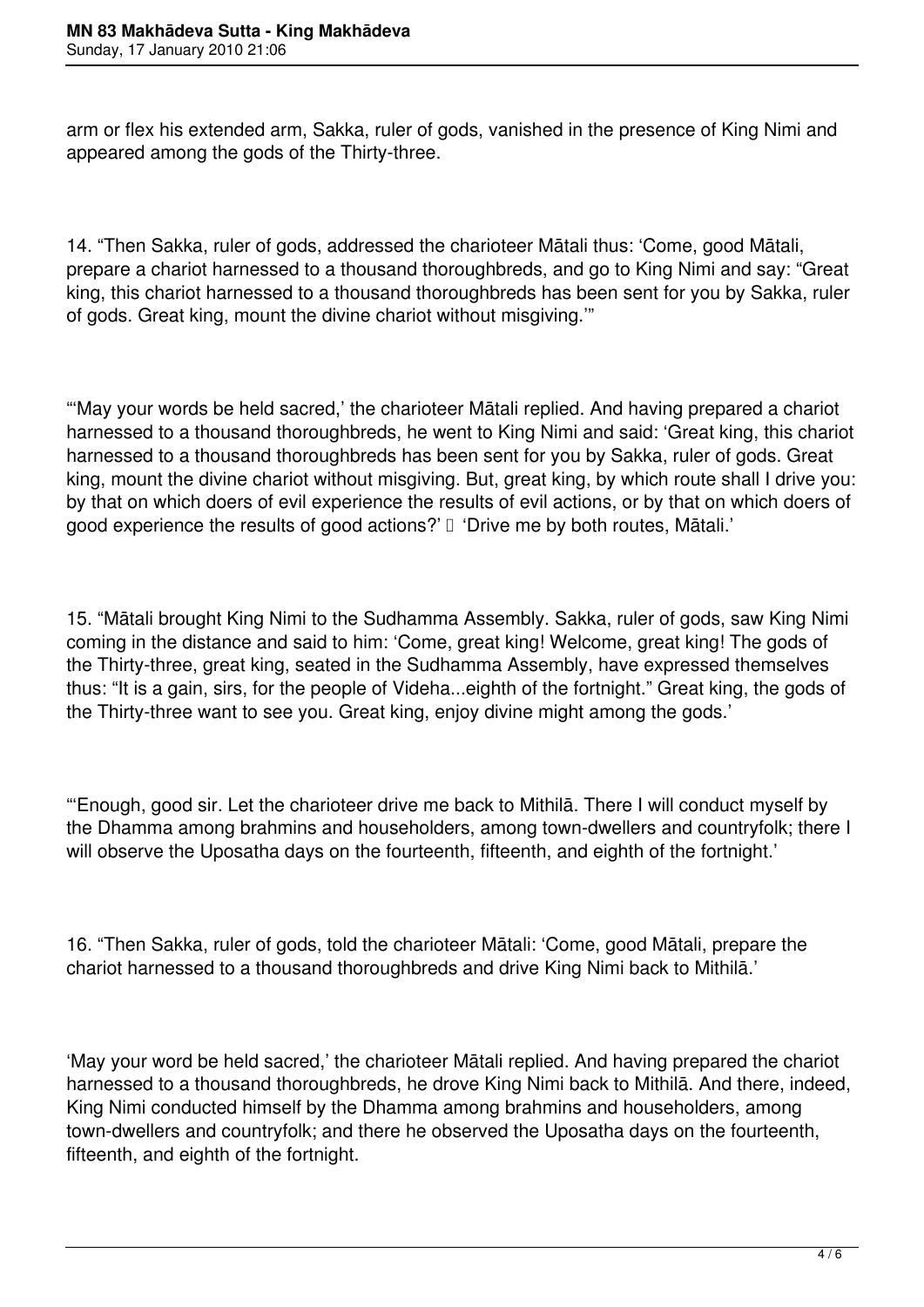arm or flex his extended arm, Sakka, ruler of gods, vanished in the presence of King Nimi and appeared among the gods of the Thirty-three.

14. "Then Sakka, ruler of gods, addressed the charioteer Mātali thus: 'Come, good Mātali, prepare a chariot harnessed to a thousand thoroughbreds, and go to King Nimi and say: "Great king, this chariot harnessed to a thousand thoroughbreds has been sent for you by Sakka, ruler of gods. Great king, mount the divine chariot without misgiving.'"

"'May your words be held sacred,' the charioteer Mātali replied. And having prepared a chariot harnessed to a thousand thoroughbreds, he went to King Nimi and said: 'Great king, this chariot harnessed to a thousand thoroughbreds has been sent for you by Sakka, ruler of gods. Great king, mount the divine chariot without misgiving. But, great king, by which route shall I drive you: by that on which doers of evil experience the results of evil actions, or by that on which doers of good experience the results of good actions?' 'Drive me by both routes, Mātali.'

15. "Mātali brought King Nimi to the Sudhamma Assembly. Sakka, ruler of gods, saw King Nimi coming in the distance and said to him: 'Come, great king! Welcome, great king! The gods of the Thirty-three, great king, seated in the Sudhamma Assembly, have expressed themselves thus: "It is a gain, sirs, for the people of Videha...eighth of the fortnight." Great king, the gods of the Thirty-three want to see you. Great king, enjoy divine might among the gods.'

"'Enough, good sir. Let the charioteer drive me back to Mithilā. There I will conduct myself by the Dhamma among brahmins and householders, among town-dwellers and countryfolk; there I will observe the Uposatha days on the fourteenth, fifteenth, and eighth of the fortnight.'

16. "Then Sakka, ruler of gods, told the charioteer Mātali: 'Come, good Mātali, prepare the chariot harnessed to a thousand thoroughbreds and drive King Nimi back to Mithilā.'

'May your word be held sacred,' the charioteer Mātali replied. And having prepared the chariot harnessed to a thousand thoroughbreds, he drove King Nimi back to Mithilā. And there, indeed, King Nimi conducted himself by the Dhamma among brahmins and householders, among town-dwellers and countryfolk; and there he observed the Uposatha days on the fourteenth, fifteenth, and eighth of the fortnight.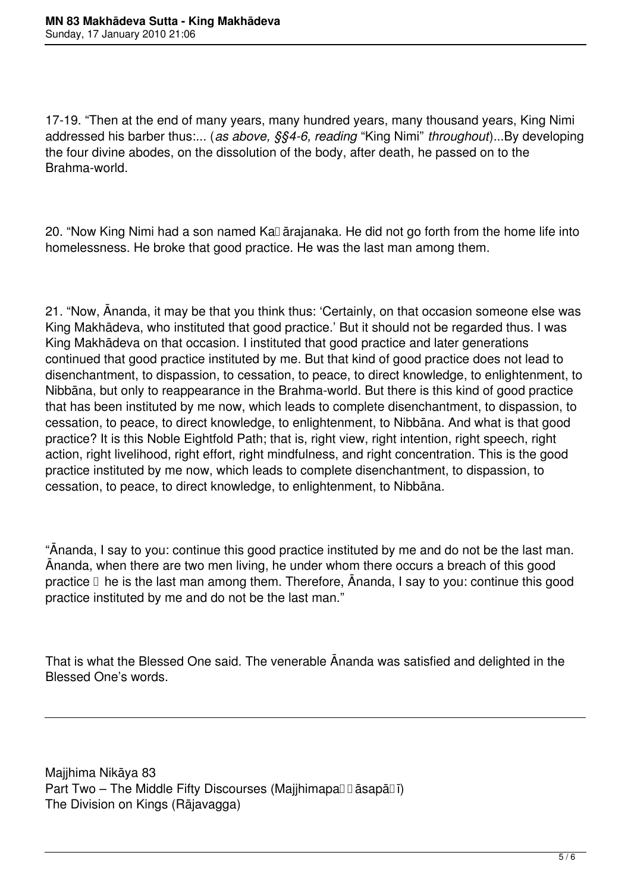17-19. "Then at the end of many years, many hundred years, many thousand years, King Nimi addressed his barber thus:... (*as above, §§4-6, reading* "King Nimi" *throughout*)...By developing the four divine abodes, on the dissolution of the body, after death, he passed on to the Brahma-world.

20. "Now King Nimi had a son named Kaḷārajanaka. He did not go forth from the home life into homelessness. He broke that good practice. He was the last man among them.

21. "Now, Ānanda, it may be that you think thus: 'Certainly, on that occasion someone else was King Makhādeva, who instituted that good practice.' But it should not be regarded thus. I was King Makhādeva on that occasion. I instituted that good practice and later generations continued that good practice instituted by me. But that kind of good practice does not lead to disenchantment, to dispassion, to cessation, to peace, to direct knowledge, to enlightenment, to Nibbāna, but only to reappearance in the Brahma-world. But there is this kind of good practice that has been instituted by me now, which leads to complete disenchantment, to dispassion, to cessation, to peace, to direct knowledge, to enlightenment, to Nibbāna. And what is that good practice? It is this Noble Eightfold Path; that is, right view, right intention, right speech, right action, right livelihood, right effort, right mindfulness, and right concentration. This is the good practice instituted by me now, which leads to complete disenchantment, to dispassion, to cessation, to peace, to direct knowledge, to enlightenment, to Nibbāna.

"Ānanda, I say to you: continue this good practice instituted by me and do not be the last man. Ānanda, when there are two men living, he under whom there occurs a breach of this good practice — he is the last man among them. Therefore, Ānanda, I say to you: continue this good practice instituted by me and do not be the last man."

That is what the Blessed One said. The venerable Ānanda was satisfied and delighted in the Blessed One's words.

---

Majjhima Nikāya 83
Part Two – The Middle Fifty Discourses (Majjhimapaṇṇāsapāḷī)
The Division on Kings (Rājavagga)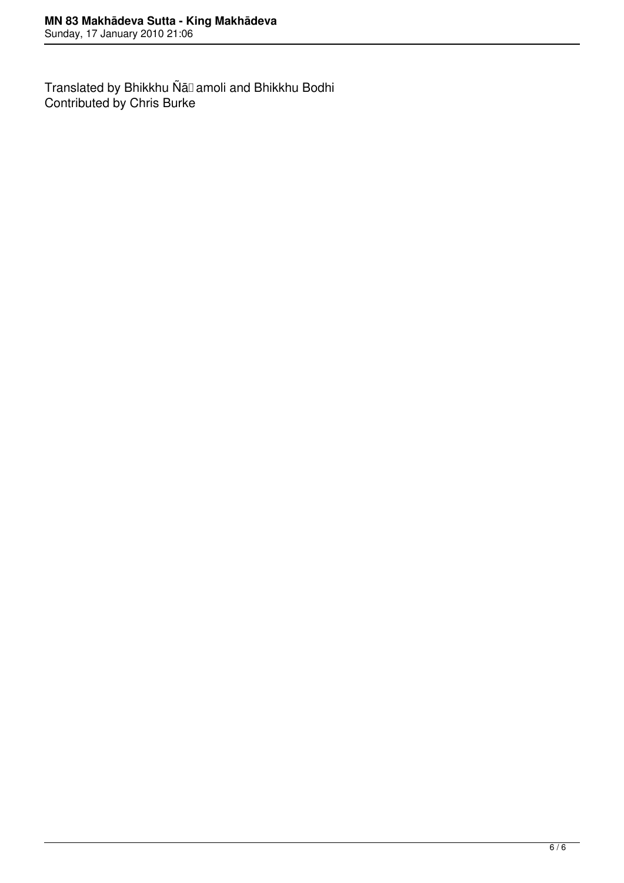Translated by Bhikkhu Ñāṇamoli and Bhikkhu Bodhi
Contributed by Chris Burke